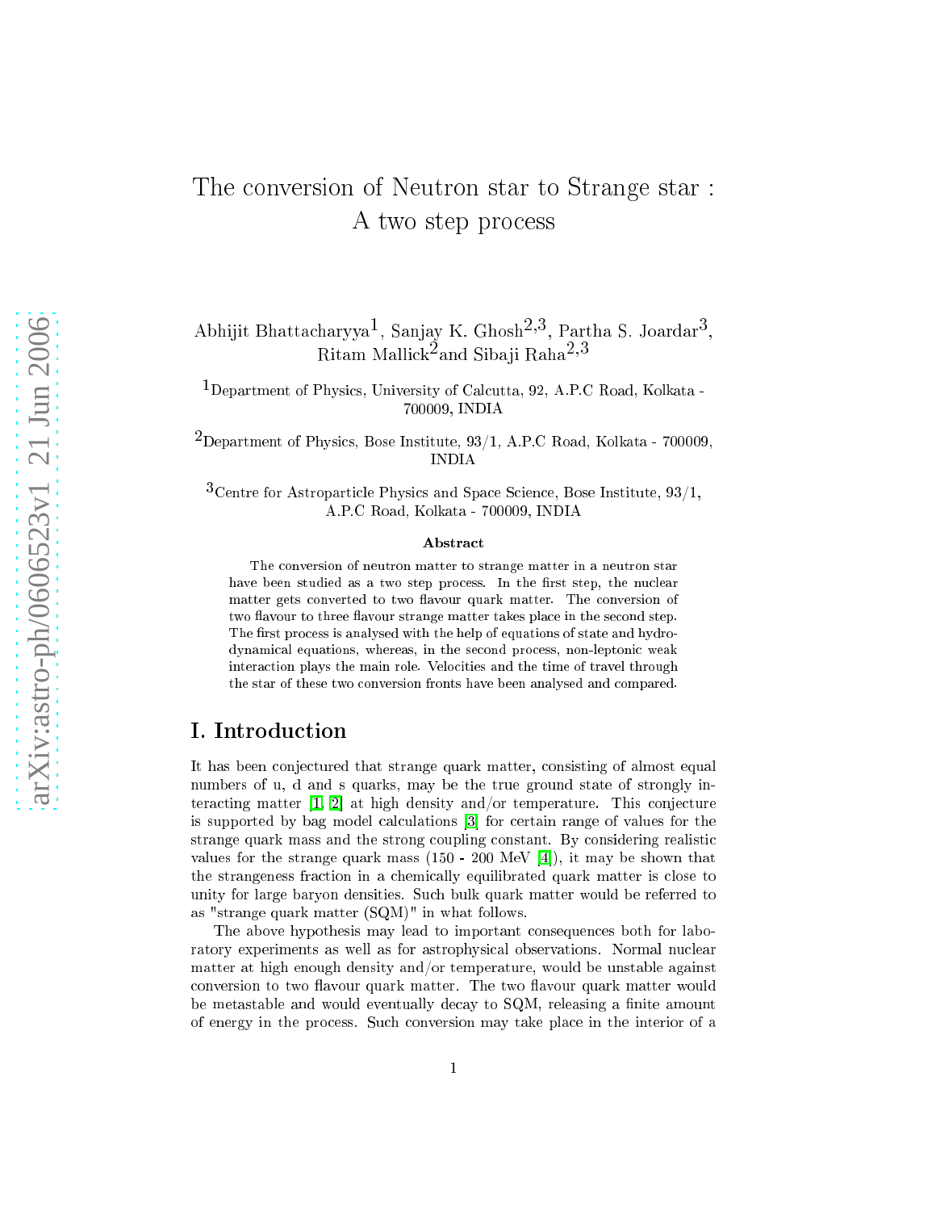# The conversion of Neutron star to Strange star : A two step process

Abhijit Bhattacharyya[1], Sanjay K. Ghosh[2,3], Partha S. Joardar[3], Ritam Mallick[2] and Sibaji Raha[2,3]

[1]Department of Physics, University of Calcutta, 92, A.P.C Road, Kolkata - 700009, INDIA

[2]Department of Physics, Bose Institute, 93/1, A.P.C Road, Kolkata - 700009, INDIA

[3]Centre for Astroparticle Physics and Space Science, Bose Institute, 93/1, A.P.C Road, Kolkata - 700009, INDIA

### Abstract

The conversion of neutron matter to strange matter in a neutron star have been studied as a two step process. In the first step, the nuclear matter gets converted to two flavour quark matter. The conversion of two flavour to three flavour strange matter takes place in the second step. The first process is analysed with the help of equations of state and hydrodynamical equations, whereas, in the second process, non-leptonic weak interaction plays the main role. Velocities and the time of travel through the star of these two conversion fronts have been analysed and compared.

## I. Introduction

It has been conjectured that strange quark matter, consisting of almost equal numbers of u, d and s quarks, may be the true ground state of strongly interacting matter [1, 2] at high density and/or temperature. This conjecture is supported by bag model calculations [3] for certain range of values for the strange quark mass and the strong coupling constant. By considering realistic values for the strange quark mass (150 - 200 MeV [4]), it may be shown that the strangeness fraction in a chemically equilibrated quark matter is close to unity for large baryon densities. Such bulk quark matter would be referred to as "strange quark matter (SQM)" in what follows.

The above hypothesis may lead to important consequences both for laboratory experiments as well as for astrophysical observations. Normal nuclear matter at high enough density and/or temperature, would be unstable against conversion to two flavour quark matter. The two flavour quark matter would be metastable and would eventually decay to SQM, releasing a finite amount of energy in the process. Such conversion may take place in the interior of a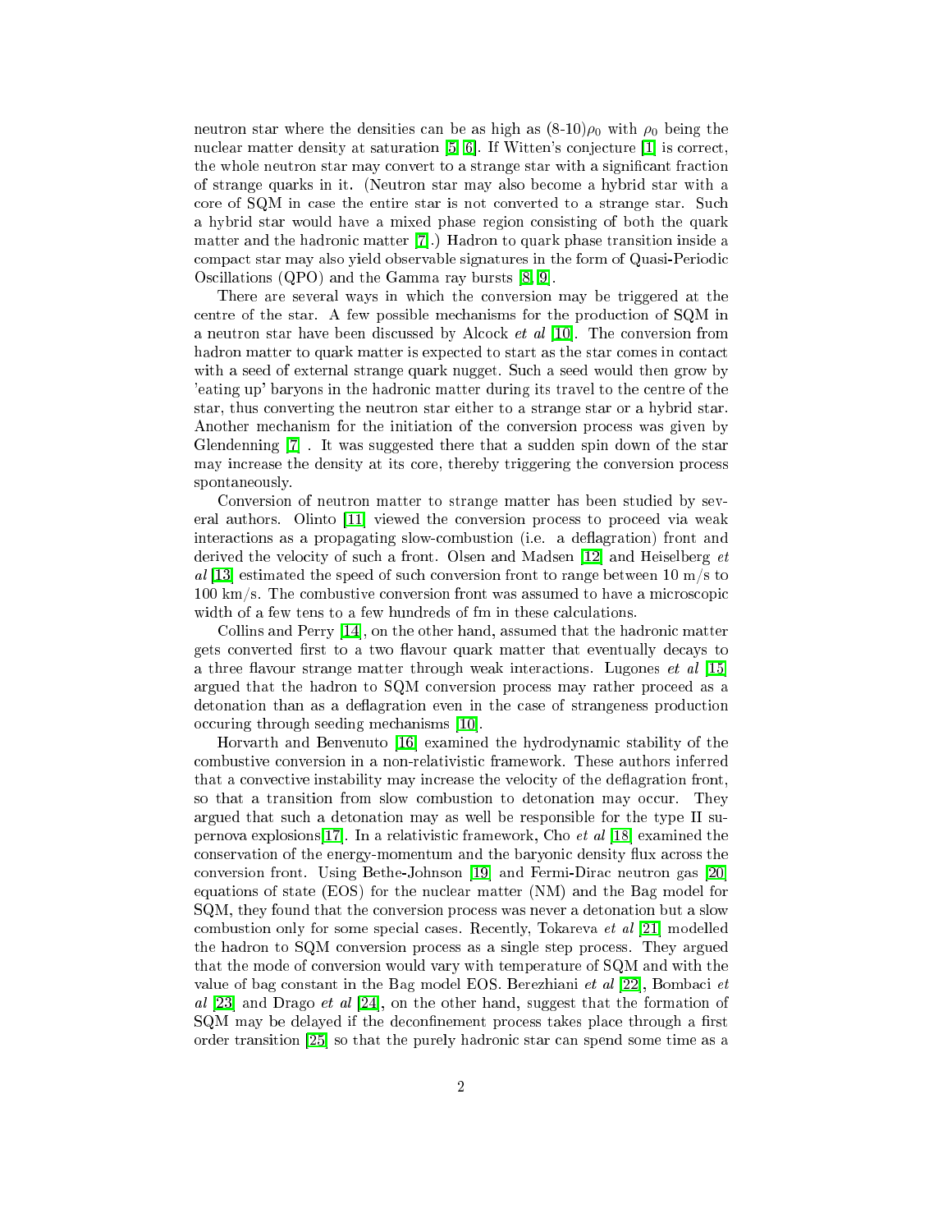neutron star where the densities can be as high as (8-10)$\rho_0$ with $\rho_0$ being the nuclear matter density at saturation [5] [6]. If Witten's conjecture [1] is correct, the whole neutron star may convert to a strange star with a significant fraction of strange quarks in it. (Neutron star may also become a hybrid star with a core of SQM in case the entire star is not converted to a strange star. Such a hybrid star would have a mixed phase region consisting of both the quark matter and the hadronic matter [7].) Hadron to quark phase transition inside a compact star may also yield observable signatures in the form of Quasi-Periodic Oscillations (QPO) and the Gamma ray bursts [8] [9].

There are several ways in which the conversion may be triggered at the centre of the star. A few possible mechanisms for the production of SQM in a neutron star have been discussed by Alcock *et al* [10]. The conversion from hadron matter to quark matter is expected to start as the star comes in contact with a seed of external strange quark nugget. Such a seed would then grow by 'eating up' baryons in the hadronic matter during its travel to the centre of the star, thus converting the neutron star either to a strange star or a hybrid star. Another mechanism for the initiation of the conversion process was given by Glendenning [7] . It was suggested there that a sudden spin down of the star may increase the density at its core, thereby triggering the conversion process spontaneously.

Conversion of neutron matter to strange matter has been studied by several authors. Olinto [11] viewed the conversion process to proceed via weak interactions as a propagating slow-combustion (i.e. a deflagration) front and derived the velocity of such a front. Olsen and Madsen [12] and Heiselberg *et al* [13] estimated the speed of such conversion front to range between 10 m/s to 100 km/s. The combustive conversion front was assumed to have a microscopic width of a few tens to a few hundreds of fm in these calculations.

Collins and Perry [14], on the other hand, assumed that the hadronic matter gets converted first to a two flavour quark matter that eventually decays to a three flavour strange matter through weak interactions. Lugones *et al* [15] argued that the hadron to SQM conversion process may rather proceed as a detonation than as a deflagration even in the case of strangeness production occuring through seeding mechanisms [10].

Horvarth and Benvenuto [16] examined the hydrodynamic stability of the combustive conversion in a non-relativistic framework. These authors inferred that a convective instability may increase the velocity of the deflagration front, so that a transition from slow combustion to detonation may occur. They argued that such a detonation may as well be responsible for the type II supernova explosions[17]. In a relativistic framework, Cho *et al* [18] examined the conservation of the energy-momentum and the baryonic density flux across the conversion front. Using Bethe-Johnson [19] and Fermi-Dirac neutron gas [20] equations of state (EOS) for the nuclear matter (NM) and the Bag model for SQM, they found that the conversion process was never a detonation but a slow combustion only for some special cases. Recently, Tokareva *et al* [21] modelled the hadron to SQM conversion process as a single step process. They argued that the mode of conversion would vary with temperature of SQM and with the value of bag constant in the Bag model EOS. Berezhiani *et al* [22], Bombaci *et al* [23] and Drago *et al* [24], on the other hand, suggest that the formation of SQM may be delayed if the deconfinement process takes place through a first order transition [25] so that the purely hadronic star can spend some time as a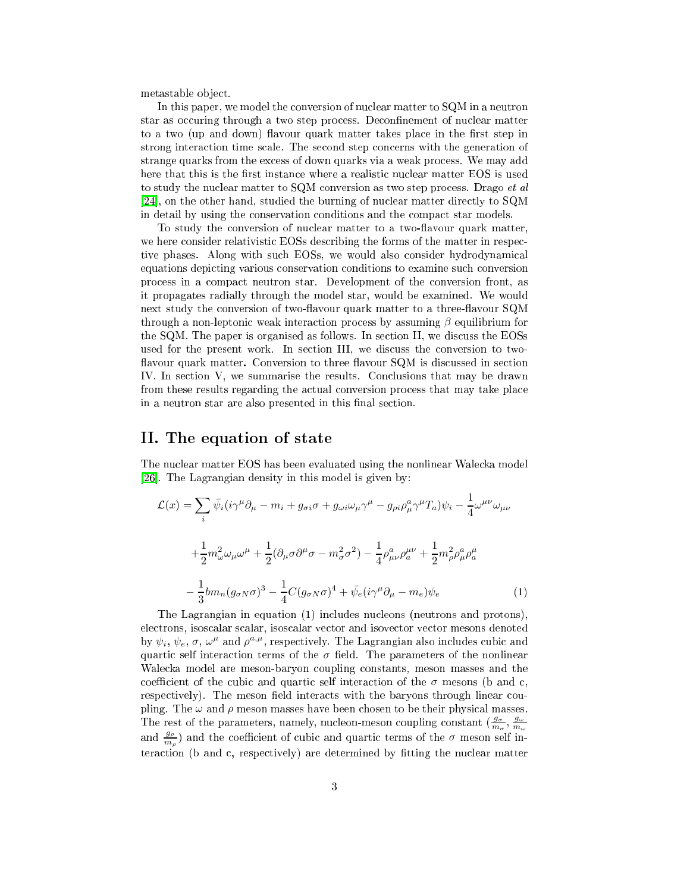metastable object.

In this paper, we model the conversion of nuclear matter to SQM in a neutron star as occuring through a two step process. Deconfinement of nuclear matter to a two (up and down) flavour quark matter takes place in the first step in strong interaction time scale. The second step concerns with the generation of strange quarks from the excess of down quarks via a weak process. We may add here that this is the first instance where a realistic nuclear matter EOS is used to study the nuclear matter to SQM conversion as two step process. Drago *et al* [24], on the other hand, studied the burning of nuclear matter directly to SQM in detail by using the conservation conditions and the compact star models.

To study the conversion of nuclear matter to a two-flavour quark matter, we here consider relativistic EOSs describing the forms of the matter in respective phases. Along with such EOSs, we would also consider hydrodynamical equations depicting various conservation conditions to examine such conversion process in a compact neutron star. Development of the conversion front, as it propagates radially through the model star, would be examined. We would next study the conversion of two-flavour quark matter to a three-flavour SQM through a non-leptonic weak interaction process by assuming $\beta$ equilibrium for the SQM. The paper is organised as follows. In section II, we discuss the EOSs used for the present work. In section III, we discuss the conversion to two-flavour quark matter. Conversion to three flavour SQM is discussed in section IV. In section V, we summarise the results. Conclusions that may be drawn from these results regarding the actual conversion process that may take place in a neutron star are also presented in this final section.

## II. The equation of state

The nuclear matter EOS has been evaluated using the nonlinear Walecka model [26]. The Lagrangian density in this model is given by:

$$
\begin{aligned}
\mathcal{L}(x) = \sum_i \bar{\psi}_i (i\gamma^\mu \partial_\mu - m_i + g_{\sigma i}\sigma + g_{\omega i}\omega_\mu \gamma^\mu - g_{\rho i}\rho^a_\mu \gamma^\mu T_a)\psi_i - \frac{1}{4}\omega^{\mu\nu}\omega_{\mu\nu} \\
+\frac{1}{2}m^2_\omega \omega_\mu \omega^\mu + \frac{1}{2}(\partial_\mu \sigma \partial^\mu \sigma - m^2_\sigma \sigma^2) - \frac{1}{4}\rho^a_{\mu\nu}\rho^{\mu\nu}_a + \frac{1}{2}m^2_\rho \rho^a_\mu \rho^\mu_a \\
-\frac{1}{3}bm_n(g_{\sigma N}\sigma)^3 - \frac{1}{4}C(g_{\sigma N}\sigma)^4 + \bar{\psi}_e(i\gamma^\mu \partial_\mu - m_e)\psi_e \qquad (1)
\end{aligned}
$$

The Lagrangian in equation (1) includes nucleons (neutrons and protons), electrons, isoscalar scalar, isoscalar vector and isovector vector mesons denoted by $\psi_i$, $\psi_e$, $\sigma$, $\omega^\mu$ and $\rho^{a,\mu}$, respectively. The Lagrangian also includes cubic and quartic self interaction terms of the $\sigma$ field. The parameters of the nonlinear Walecka model are meson-baryon coupling constants, meson masses and the coefficient of the cubic and quartic self interaction of the $\sigma$ mesons (b and c, respectively). The meson field interacts with the baryons through linear coupling. The $\omega$ and $\rho$ meson masses have been chosen to be their physical masses. The rest of the parameters, namely, nucleon-meson coupling constant ($\frac{g_\sigma}{m_\sigma}$, $\frac{g_\omega}{m_\omega}$ and $\frac{g_\rho}{m_\rho}$) and the coefficient of cubic and quartic terms of the $\sigma$ meson self interaction (b and c, respectively) are determined by fitting the nuclear matter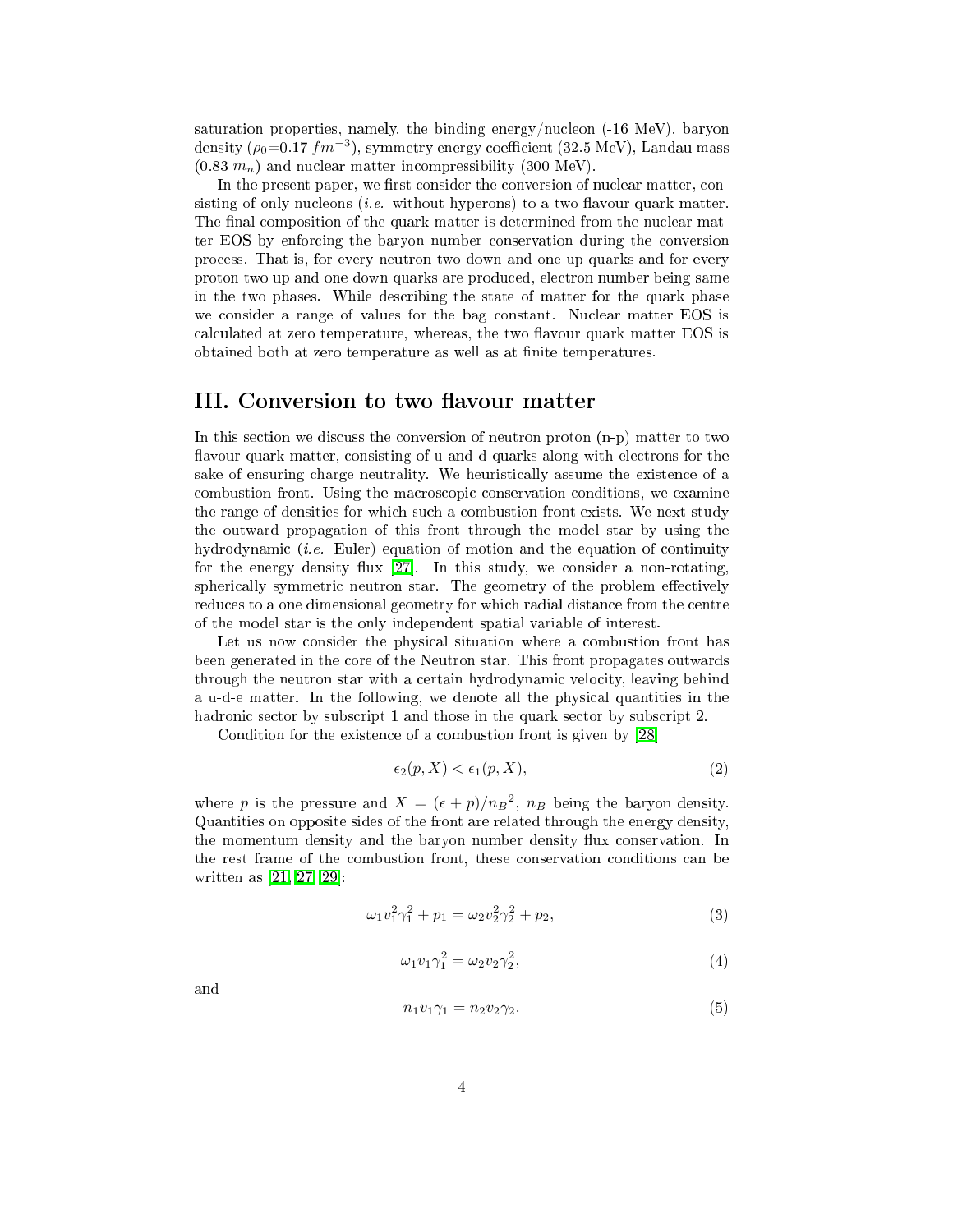saturation properties, namely, the binding energy/nucleon (-16 MeV), baryon density ($\rho_0$=0.17 $fm^{-3}$), symmetry energy coefficient (32.5 MeV), Landau mass (0.83 $m_n$) and nuclear matter incompressibility (300 MeV).

In the present paper, we first consider the conversion of nuclear matter, consisting of only nucleons (*i.e.* without hyperons) to a two flavour quark matter. The final composition of the quark matter is determined from the nuclear matter EOS by enforcing the baryon number conservation during the conversion process. That is, for every neutron two down and one up quarks and for every proton two up and one down quarks are produced, electron number being same in the two phases. While describing the state of matter for the quark phase we consider a range of values for the bag constant. Nuclear matter EOS is calculated at zero temperature, whereas, the two flavour quark matter EOS is obtained both at zero temperature as well as at finite temperatures.

## III. Conversion to two flavour matter

In this section we discuss the conversion of neutron proton (n-p) matter to two flavour quark matter, consisting of u and d quarks along with electrons for the sake of ensuring charge neutrality. We heuristically assume the existence of a combustion front. Using the macroscopic conservation conditions, we examine the range of densities for which such a combustion front exists. We next study the outward propagation of this front through the model star by using the hydrodynamic (*i.e.* Euler) equation of motion and the equation of continuity for the energy density flux [27]. In this study, we consider a non-rotating, spherically symmetric neutron star. The geometry of the problem effectively reduces to a one dimensional geometry for which radial distance from the centre of the model star is the only independent spatial variable of interest.

Let us now consider the physical situation where a combustion front has been generated in the core of the Neutron star. This front propagates outwards through the neutron star with a certain hydrodynamic velocity, leaving behind a u-d-e matter. In the following, we denote all the physical quantities in the hadronic sector by subscript 1 and those in the quark sector by subscript 2.

Condition for the existence of a combustion front is given by [28]

$$\epsilon_2(p, X) < \epsilon_1(p, X), \tag{2}$$

where $p$ is the pressure and $X = (\epsilon + p)/{n_B}^2$, $n_B$ being the baryon density. Quantities on opposite sides of the front are related through the energy density, the momentum density and the baryon number density flux conservation. In the rest frame of the combustion front, these conservation conditions can be written as [21, 27, 29]:

$$\omega_1 v_1^2 \gamma_1^2 + p_1 = \omega_2 v_2^2 \gamma_2^2 + p_2, \tag{3}$$

$$\omega_1 v_1 \gamma_1^2 = \omega_2 v_2 \gamma_2^2, \tag{4}$$

and

$$n_1 v_1 \gamma_1 = n_2 v_2 \gamma_2. \tag{5}$$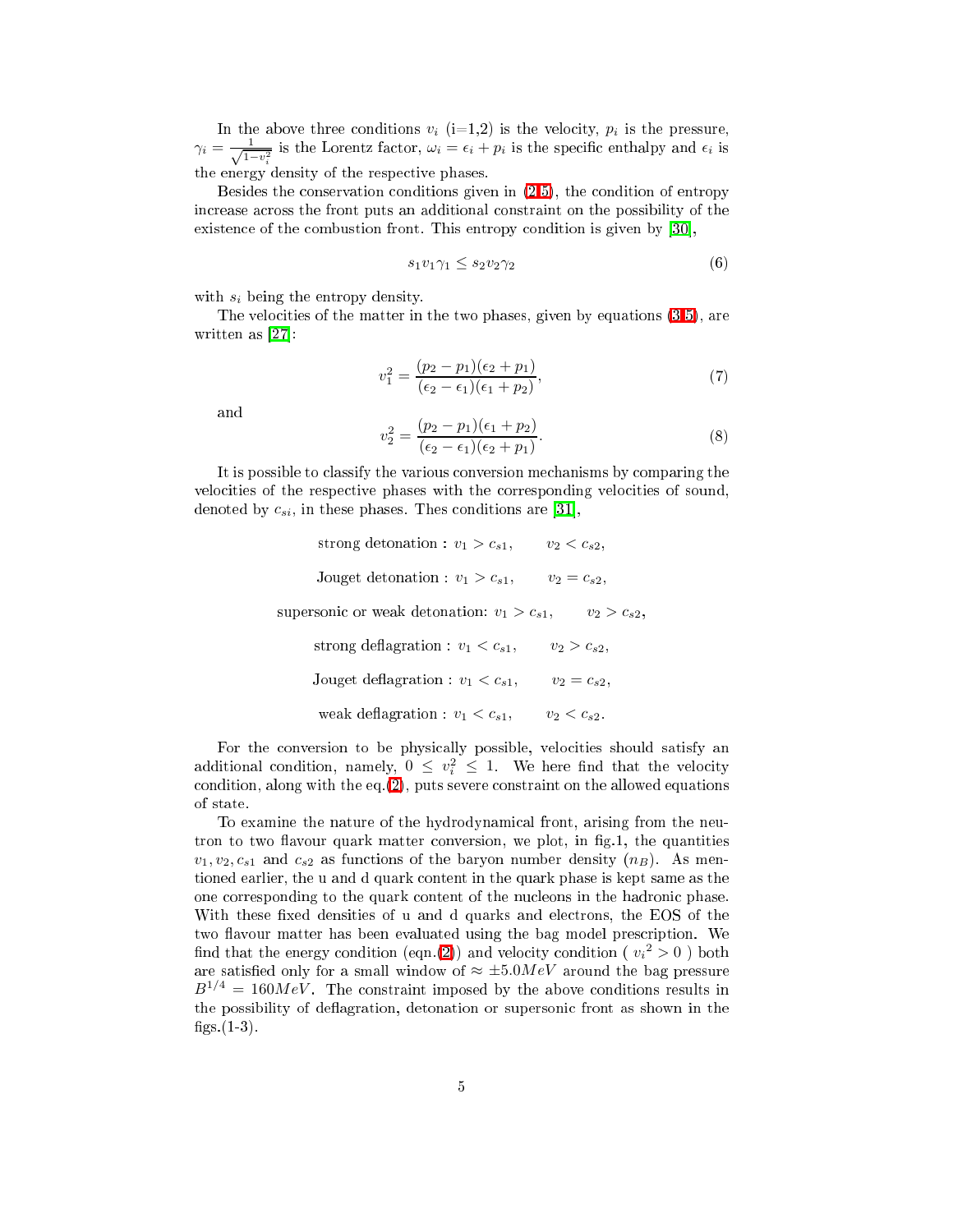In the above three conditions $v_i$ (i=1,2) is the velocity, $p_i$ is the pressure, $\gamma_i = \frac{1}{\sqrt{1-v_i^2}}$ is the Lorentz factor, $\omega_i = \epsilon_i + p_i$ is the specific enthalpy and $\epsilon_i$ is the energy density of the respective phases.

Besides the conservation conditions given in (2-5), the condition of entropy increase across the front puts an additional constraint on the possibility of the existence of the combustion front. This entropy condition is given by [30],

$$s_1 v_1 \gamma_1 \leq s_2 v_2 \gamma_2 \tag{6}$$

with $s_i$ being the entropy density.

The velocities of the matter in the two phases, given by equations (3-5), are written as [27]:

$$v_1^2 = \frac{(p_2 - p_1)(\epsilon_2 + p_1)}{(\epsilon_2 - \epsilon_1)(\epsilon_1 + p_2)}, \tag{7}$$

and

$$v_2^2 = \frac{(p_2 - p_1)(\epsilon_1 + p_2)}{(\epsilon_2 - \epsilon_1)(\epsilon_2 + p_1)}. \tag{8}$$

It is possible to classify the various conversion mechanisms by comparing the velocities of the respective phases with the corresponding velocities of sound, denoted by $c_{si}$, in these phases. Thes conditions are [31],

strong detonation : $v_1 > c_{s1}, \quad v_2 < c_{s2}$,

Jouget detonation : $v_1 > c_{s1}, \quad v_2 = c_{s2}$,

supersonic or weak detonation: $v_1 > c_{s1}, \quad v_2 > c_{s2}$,

strong deflagration : $v_1 < c_{s1}, \quad v_2 > c_{s2}$,

Jouget deflagration : $v_1 < c_{s1}, \quad v_2 = c_{s2}$,

weak deflagration : $v_1 < c_{s1}, \quad v_2 < c_{s2}$.

For the conversion to be physically possible, velocities should satisfy an additional condition, namely, $0 \leq v_i^2 \leq 1$. We here find that the velocity condition, along with the eq.(2), puts severe constraint on the allowed equations of state.

To examine the nature of the hydrodynamical front, arising from the neutron to two flavour quark matter conversion, we plot, in fig.1, the quantities $v_1, v_2, c_{s1}$ and $c_{s2}$ as functions of the baryon number density ($n_B$). As mentioned earlier, the u and d quark content in the quark phase is kept same as the one corresponding to the quark content of the nucleons in the hadronic phase. With these fixed densities of u and d quarks and electrons, the EOS of the two flavour matter has been evaluated using the bag model prescription. We find that the energy condition (eqn.(2)) and velocity condition ( ${v_i}^2 > 0$ ) both are satisfied only for a small window of $\approx \pm 5.0 MeV$ around the bag pressure $B^{1/4} = 160 MeV$. The constraint imposed by the above conditions results in the possibility of deflagration, detonation or supersonic front as shown in the figs.(1-3).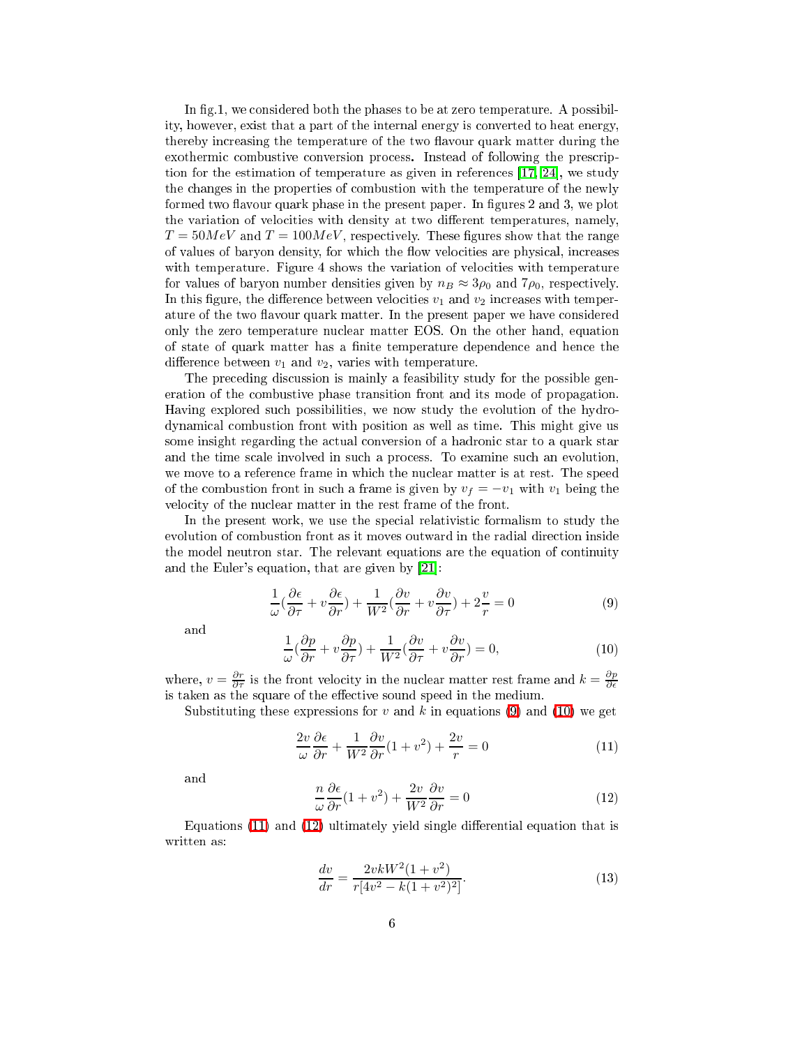In fig.1, we considered both the phases to be at zero temperature. A possibility, however, exist that a part of the internal energy is converted to heat energy, thereby increasing the temperature of the two flavour quark matter during the exothermic combustive conversion process. Instead of following the prescription for the estimation of temperature as given in references [17, 24], we study the changes in the properties of combustion with the temperature of the newly formed two flavour quark phase in the present paper. In figures 2 and 3, we plot the variation of velocities with density at two different temperatures, namely, $T = 50 MeV$ and $T = 100 MeV$, respectively. These figures show that the range of values of baryon density, for which the flow velocities are physical, increases with temperature. Figure 4 shows the variation of velocities with temperature for values of baryon number densities given by $n_B \approx 3\rho_0$ and $7\rho_0$, respectively. In this figure, the difference between velocities $v_1$ and $v_2$ increases with temperature of the two flavour quark matter. In the present paper we have considered only the zero temperature nuclear matter EOS. On the other hand, equation of state of quark matter has a finite temperature dependence and hence the difference between $v_1$ and $v_2$, varies with temperature.

The preceding discussion is mainly a feasibility study for the possible generation of the combustive phase transition front and its mode of propagation. Having explored such possibilities, we now study the evolution of the hydrodynamical combustion front with position as well as time. This might give us some insight regarding the actual conversion of a hadronic star to a quark star and the time scale involved in such a process. To examine such an evolution, we move to a reference frame in which the nuclear matter is at rest. The speed of the combustion front in such a frame is given by $v_f = -v_1$ with $v_1$ being the velocity of the nuclear matter in the rest frame of the front.

In the present work, we use the special relativistic formalism to study the evolution of combustion front as it moves outward in the radial direction inside the model neutron star. The relevant equations are the equation of continuity and the Euler's equation, that are given by [21]:

$$\frac{1}{\omega}\left(\frac{\partial \epsilon}{\partial \tau} + v\frac{\partial \epsilon}{\partial r}\right) + \frac{1}{W^2}\left(\frac{\partial v}{\partial r} + v\frac{\partial v}{\partial \tau}\right) + 2\frac{v}{r} = 0 \tag{9}$$

and

$$\frac{1}{\omega}\left(\frac{\partial p}{\partial r} + v\frac{\partial p}{\partial \tau}\right) + \frac{1}{W^2}\left(\frac{\partial v}{\partial \tau} + v\frac{\partial v}{\partial r}\right) = 0, \tag{10}$$

where, $v = \frac{\partial r}{\partial \tau}$ is the front velocity in the nuclear matter rest frame and $k = \frac{\partial p}{\partial \epsilon}$ is taken as the square of the effective sound speed in the medium.

Substituting these expressions for $v$ and $k$ in equations (9) and (10) we get

$$\frac{2v}{\omega}\frac{\partial \epsilon}{\partial r} + \frac{1}{W^2}\frac{\partial v}{\partial r}(1+v^2) + \frac{2v}{r} = 0 \tag{11}$$

and

$$\frac{n}{\omega}\frac{\partial \epsilon}{\partial r}(1+v^2) + \frac{2v}{W^2}\frac{\partial v}{\partial r} = 0 \tag{12}$$

Equations (11) and (12) ultimately yield single differential equation that is written as:

$$\frac{dv}{dr} = \frac{2vkW^2(1+v^2)}{r[4v^2 - k(1+v^2)^2]}. \tag{13}$$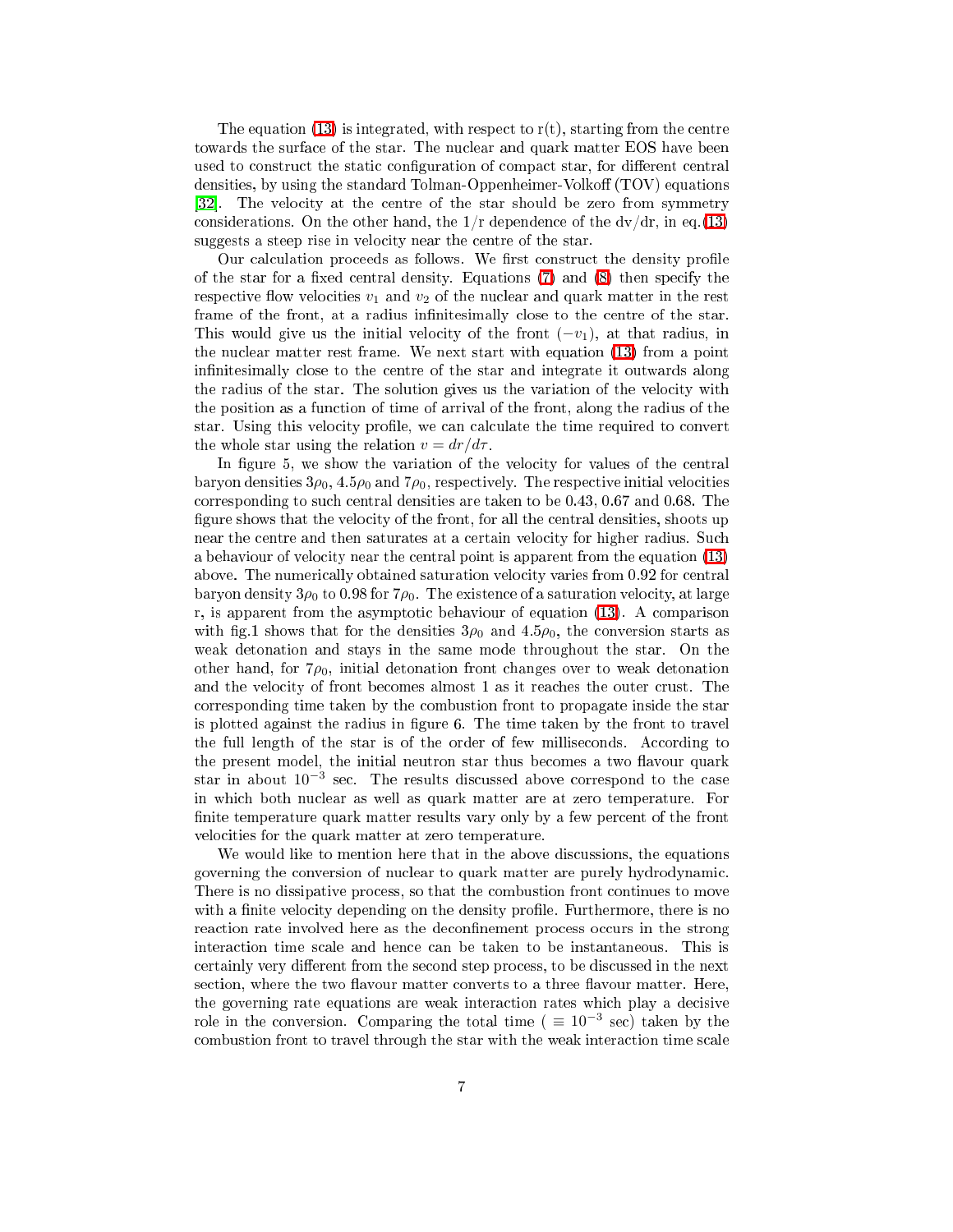The equation (13) is integrated, with respect to r(t), starting from the centre towards the surface of the star. The nuclear and quark matter EOS have been used to construct the static configuration of compact star, for different central densities, by using the standard Tolman-Oppenheimer-Volkoff (TOV) equations [32]. The velocity at the centre of the star should be zero from symmetry considerations. On the other hand, the 1/r dependence of the dv/dr, in eq.(13) suggests a steep rise in velocity near the centre of the star.

Our calculation proceeds as follows. We first construct the density profile of the star for a fixed central density. Equations (7) and (8) then specify the respective flow velocities $v_1$ and $v_2$ of the nuclear and quark matter in the rest frame of the front, at a radius infinitesimally close to the centre of the star. This would give us the initial velocity of the front ($-v_1$), at that radius, in the nuclear matter rest frame. We next start with equation (13) from a point infinitesimally close to the centre of the star and integrate it outwards along the radius of the star. The solution gives us the variation of the velocity with the position as a function of time of arrival of the front, along the radius of the star. Using this velocity profile, we can calculate the time required to convert the whole star using the relation $v = dr/d\tau$.

In figure 5, we show the variation of the velocity for values of the central baryon densities $3\rho_0$, $4.5\rho_0$ and $7\rho_0$, respectively. The respective initial velocities corresponding to such central densities are taken to be 0.43, 0.67 and 0.68. The figure shows that the velocity of the front, for all the central densities, shoots up near the centre and then saturates at a certain velocity for higher radius. Such a behaviour of velocity near the central point is apparent from the equation (13) above. The numerically obtained saturation velocity varies from 0.92 for central baryon density $3\rho_0$ to 0.98 for $7\rho_0$. The existence of a saturation velocity, at large r, is apparent from the asymptotic behaviour of equation (13). A comparison with fig.1 shows that for the densities $3\rho_0$ and $4.5\rho_0$, the conversion starts as weak detonation and stays in the same mode throughout the star. On the other hand, for $7\rho_0$, initial detonation front changes over to weak detonation and the velocity of front becomes almost 1 as it reaches the outer crust. The corresponding time taken by the combustion front to propagate inside the star is plotted against the radius in figure 6. The time taken by the front to travel the full length of the star is of the order of few milliseconds. According to the present model, the initial neutron star thus becomes a two flavour quark star in about $10^{-3}$ sec. The results discussed above correspond to the case in which both nuclear as well as quark matter are at zero temperature. For finite temperature quark matter results vary only by a few percent of the front velocities for the quark matter at zero temperature.

We would like to mention here that in the above discussions, the equations governing the conversion of nuclear to quark matter are purely hydrodynamic. There is no dissipative process, so that the combustion front continues to move with a finite velocity depending on the density profile. Furthermore, there is no reaction rate involved here as the deconfinement process occurs in the strong interaction time scale and hence can be taken to be instantaneous. This is certainly very different from the second step process, to be discussed in the next section, where the two flavour matter converts to a three flavour matter. Here, the governing rate equations are weak interaction rates which play a decisive role in the conversion. Comparing the total time ( $\equiv 10^{-3}$ sec) taken by the combustion front to travel through the star with the weak interaction time scale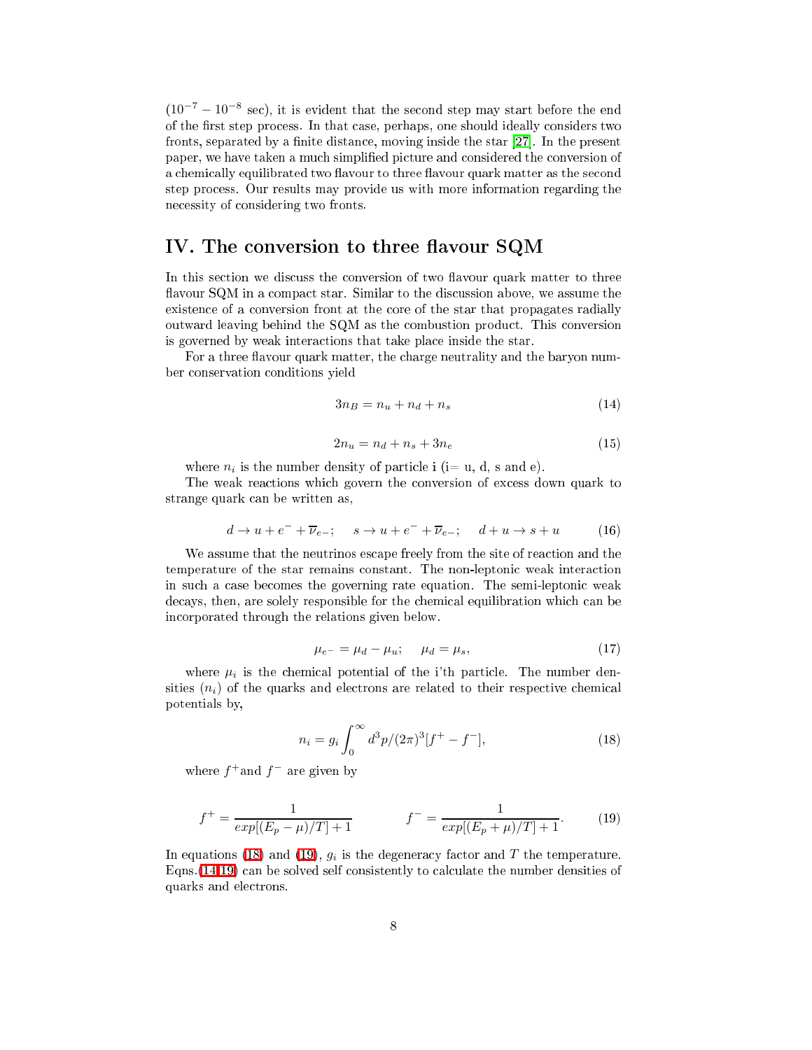($10^{-7} - 10^{-8}$ sec), it is evident that the second step may start before the end of the first step process. In that case, perhaps, one should ideally considers two fronts, separated by a finite distance, moving inside the star [27]. In the present paper, we have taken a much simplified picture and considered the conversion of a chemically equilibrated two flavour to three flavour quark matter as the second step process. Our results may provide us with more information regarding the necessity of considering two fronts.

## IV. The conversion to three flavour SQM

In this section we discuss the conversion of two flavour quark matter to three flavour SQM in a compact star. Similar to the discussion above, we assume the existence of a conversion front at the core of the star that propagates radially outward leaving behind the SQM as the combustion product. This conversion is governed by weak interactions that take place inside the star.

For a three flavour quark matter, the charge neutrality and the baryon number conservation conditions yield

$$3n_B = n_u + n_d + n_s \tag{14}$$

$$2n_u = n_d + n_s + 3n_e \tag{15}$$

where $n_i$ is the number density of particle **i** (i= u, d, s and e).

The weak reactions which govern the conversion of excess down quark to strange quark can be written as,

$$d \rightarrow u + e^- + \overline{\nu}_{e-}; \quad s \rightarrow u + e^- + \overline{\nu}_{e-}; \quad d + u \rightarrow s + u \tag{16}$$

We assume that the neutrinos escape freely from the site of reaction and the temperature of the star remains constant. The non-leptonic weak interaction in such a case becomes the governing rate equation. The semi-leptonic weak decays, then, are solely responsible for the chemical equilibration which can be incorporated through the relations given below.

$$\mu_{e^-} = \mu_d - \mu_u; \quad \mu_d = \mu_s, \tag{17}$$

where $\mu_i$ is the chemical potential of the i'th particle. The number densities ($n_i$) of the quarks and electrons are related to their respective chemical potentials by,

$$n_i = g_i \int_0^\infty d^3p/(2\pi)^3 [f^+ - f^-], \tag{18}$$

where $f^+$and $f^-$ are given by

$$f^+ = \frac{1}{exp[(E_p - \mu)/T] + 1} \qquad\qquad f^- = \frac{1}{exp[(E_p + \mu)/T] + 1}. \tag{19}$$

In equations (18) and (19), $g_i$ is the degeneracy factor and $T$ the temperature. Eqns.(14-19) can be solved self consistently to calculate the number densities of quarks and electrons.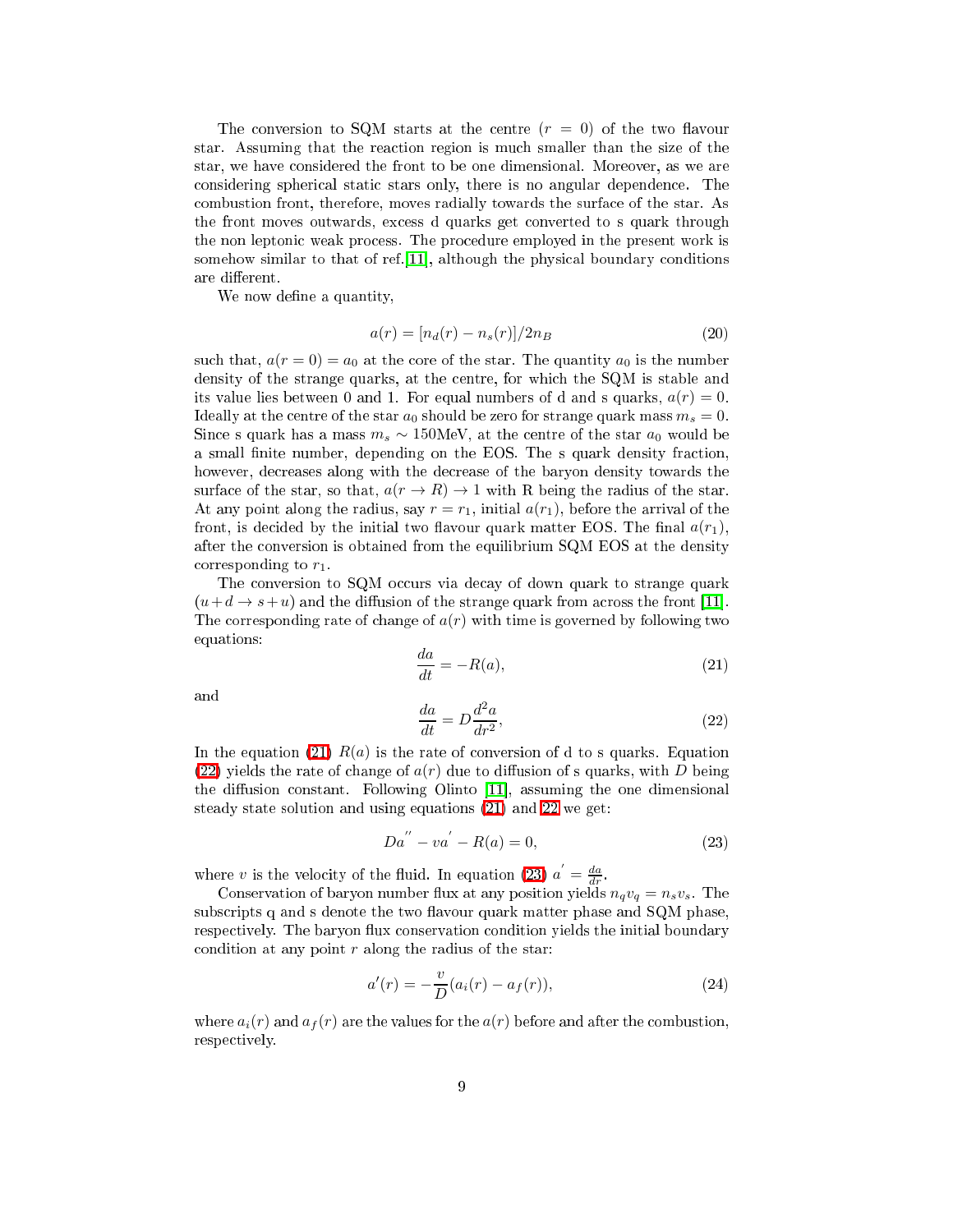The conversion to SQM starts at the centre ($r = 0$) of the two flavour star. Assuming that the reaction region is much smaller than the size of the star, we have considered the front to be one dimensional. Moreover, as we are considering spherical static stars only, there is no angular dependence. The combustion front, therefore, moves radially towards the surface of the star. As the front moves outwards, excess d quarks get converted to s quark through the non leptonic weak process. The procedure employed in the present work is somehow similar to that of ref.[11], although the physical boundary conditions are different.

We now define a quantity,

$$a(r) = [n_d(r) - n_s(r)]/2n_B \tag{20}$$

such that, $a(r = 0) = a_0$ at the core of the star. The quantity $a_0$ is the number density of the strange quarks, at the centre, for which the SQM is stable and its value lies between 0 and 1. For equal numbers of d and s quarks, $a(r) = 0$. Ideally at the centre of the star $a_0$ should be zero for strange quark mass $m_s = 0$. Since s quark has a mass $m_s \sim 150$MeV, at the centre of the star $a_0$ would be a small finite number, depending on the EOS. The s quark density fraction, however, decreases along with the decrease of the baryon density towards the surface of the star, so that, $a(r \to R) \to 1$ with R being the radius of the star. At any point along the radius, say $r = r_1$, initial $a(r_1)$, before the arrival of the front, is decided by the initial two flavour quark matter EOS. The final $a(r_1)$, after the conversion is obtained from the equilibrium SQM EOS at the density corresponding to $r_1$.

The conversion to SQM occurs via decay of down quark to strange quark ($u+d \to s+u$) and the diffusion of the strange quark from across the front [11]. The corresponding rate of change of $a(r)$ with time is governed by following two equations:

$$\frac{da}{dt} = -R(a), \tag{21}$$

and

$$\frac{da}{dt} = D\frac{d^2a}{dr^2}, \tag{22}$$

In the equation (21) $R(a)$ is the rate of conversion of d to s quarks. Equation (22) yields the rate of change of $a(r)$ due to diffusion of s quarks, with $D$ being the diffusion constant. Following Olinto [11], assuming the one dimensional steady state solution and using equations (21) and 22 we get:

$$Da^{''} - va^{'} - R(a) = 0, \tag{23}$$

where $v$ is the velocity of the fluid. In equation (23) $a^{'} = \frac{da}{dr}$.

Conservation of baryon number flux at any position yields $n_q v_q = n_s v_s$. The subscripts q and s denote the two flavour quark matter phase and SQM phase, respectively. The baryon flux conservation condition yields the initial boundary condition at any point $r$ along the radius of the star:

$$a'(r) = -\frac{v}{D}(a_i(r) - a_f(r)), \tag{24}$$

where $a_i(r)$ and $a_f(r)$ are the values for the $a(r)$ before and after the combustion, respectively.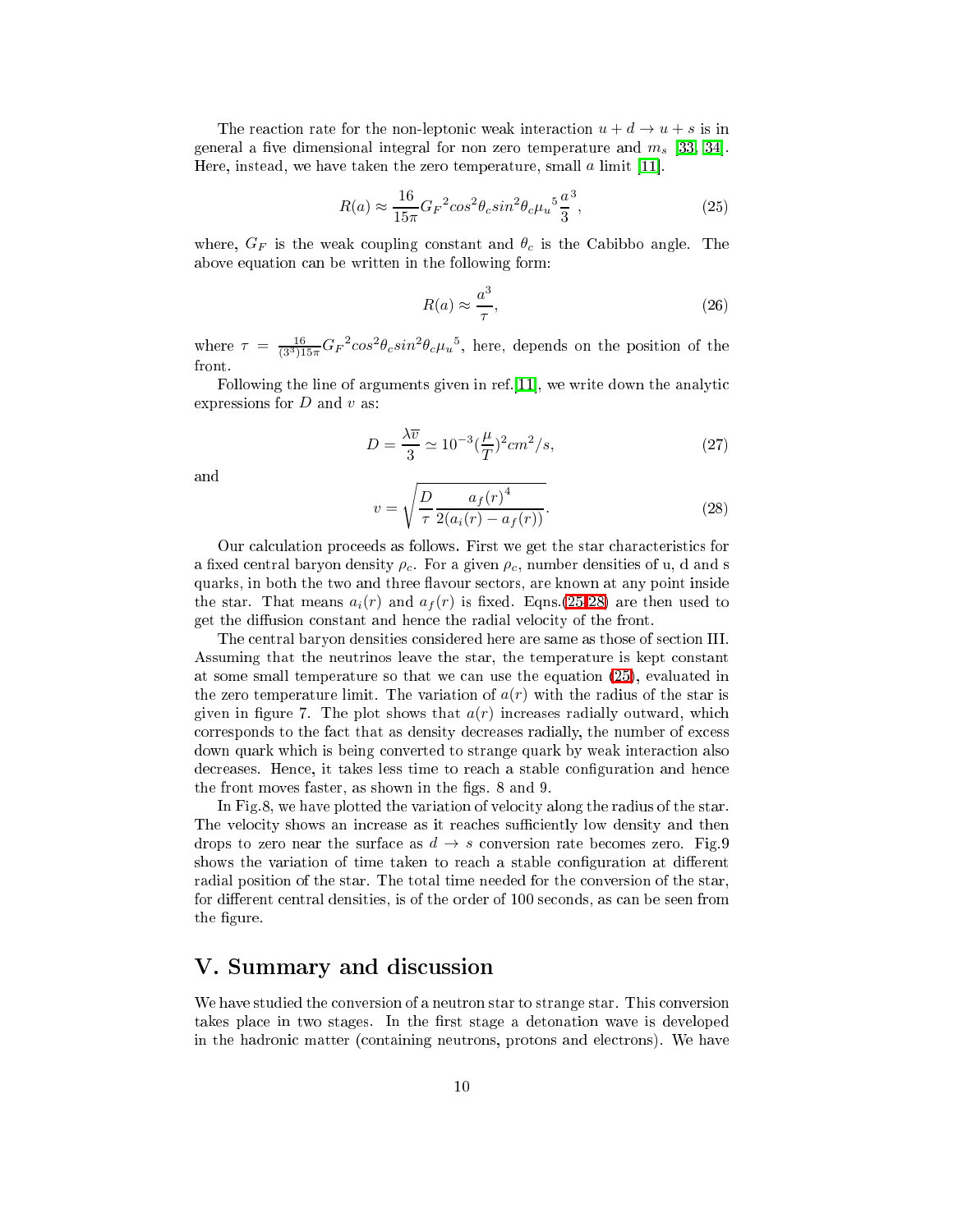The reaction rate for the non-leptonic weak interaction $u + d \rightarrow u + s$ is in general a five dimensional integral for non zero temperature and $m_s$ [33, 34]. Here, instead, we have taken the zero temperature, small $a$ limit [11].

$$R(a) \approx \frac{16}{15\pi} {G_F}^2 cos^2\theta_c sin^2\theta_c {\mu_u}^5 \frac{a}{3}^3 , \tag{25}$$

where, $G_F$ is the weak coupling constant and $\theta_c$ is the Cabibbo angle. The above equation can be written in the following form:

$$R(a) \approx \frac{a^3}{\tau}, \tag{26}$$

where $\tau = \frac{16}{(3^3)15\pi} {G_F}^2 cos^2\theta_c sin^2\theta_c {\mu_u}^5$, here, depends on the position of the front.

Following the line of arguments given in ref.[11], we write down the analytic expressions for $D$ and $v$ as:

$$D = \frac{\lambda \overline{v}}{3} \simeq 10^{-3} (\frac{\mu}{T})^2 cm^2/s, \tag{27}$$

and

$$v = \sqrt{\frac{D}{\tau} \frac{{a_f(r)}^4}{2(a_i(r) - a_f(r))}}. \tag{28}$$

Our calculation proceeds as follows. First we get the star characteristics for a fixed central baryon density $\rho_c$. For a given $\rho_c$, number densities of u, d and s quarks, in both the two and three flavour sectors, are known at any point inside the star. That means $a_i(r)$ and $a_f(r)$ is fixed. Eqns.(25-28) are then used to get the diffusion constant and hence the radial velocity of the front.

The central baryon densities considered here are same as those of section III. Assuming that the neutrinos leave the star, the temperature is kept constant at some small temperature so that we can use the equation (25), evaluated in the zero temperature limit. The variation of $a(r)$ with the radius of the star is given in figure 7. The plot shows that $a(r)$ increases radially outward, which corresponds to the fact that as density decreases radially, the number of excess down quark which is being converted to strange quark by weak interaction also decreases. Hence, it takes less time to reach a stable configuration and hence the front moves faster, as shown in the figs. 8 and 9.

In Fig.8, we have plotted the variation of velocity along the radius of the star. The velocity shows an increase as it reaches sufficiently low density and then drops to zero near the surface as $d \rightarrow s$ conversion rate becomes zero. Fig.9 shows the variation of time taken to reach a stable configuration at different radial position of the star. The total time needed for the conversion of the star, for different central densities, is of the order of 100 seconds, as can be seen from the figure.

## V. Summary and discussion

We have studied the conversion of a neutron star to strange star. This conversion takes place in two stages. In the first stage a detonation wave is developed in the hadronic matter (containing neutrons, protons and electrons). We have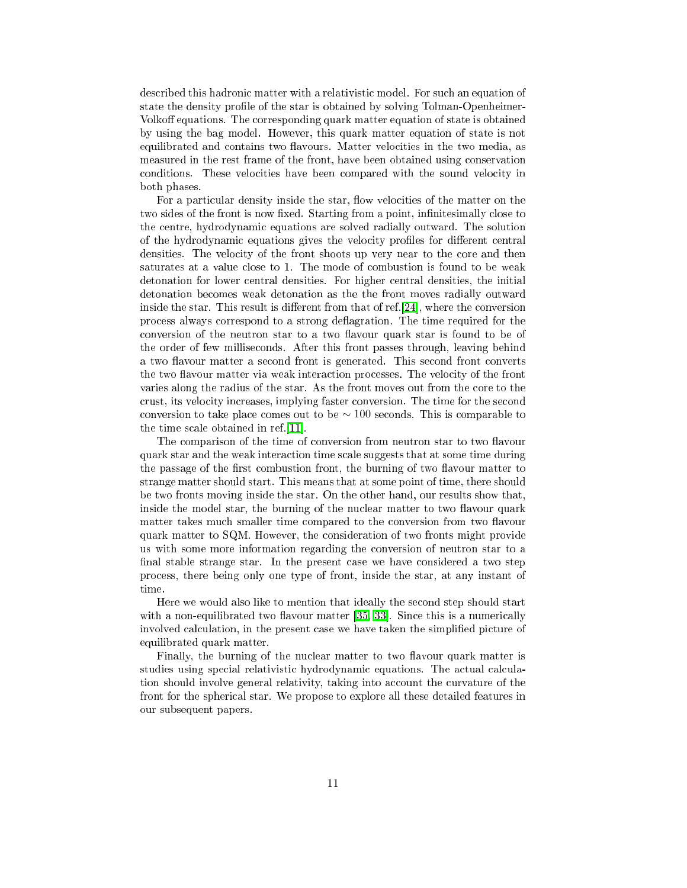described this hadronic matter with a relativistic model. For such an equation of state the density profile of the star is obtained by solving Tolman-Openheimer-Volkoff equations. The corresponding quark matter equation of state is obtained by using the bag model. However, this quark matter equation of state is not equilibrated and contains two flavours. Matter velocities in the two media, as measured in the rest frame of the front, have been obtained using conservation conditions. These velocities have been compared with the sound velocity in both phases.

For a particular density inside the star, flow velocities of the matter on the two sides of the front is now fixed. Starting from a point, infinitesimally close to the centre, hydrodynamic equations are solved radially outward. The solution of the hydrodynamic equations gives the velocity profiles for different central densities. The velocity of the front shoots up very near to the core and then saturates at a value close to 1. The mode of combustion is found to be weak detonation for lower central densities. For higher central densities, the initial detonation becomes weak detonation as the the front moves radially outward inside the star. This result is different from that of ref.[24], where the conversion process always correspond to a strong deflagration. The time required for the conversion of the neutron star to a two flavour quark star is found to be of the order of few milliseconds. After this front passes through, leaving behind a two flavour matter a second front is generated. This second front converts the two flavour matter via weak interaction processes. The velocity of the front varies along the radius of the star. As the front moves out from the core to the crust, its velocity increases, implying faster conversion. The time for the second conversion to take place comes out to be $\sim 100$ seconds. This is comparable to the time scale obtained in ref.[11].

The comparison of the time of conversion from neutron star to two flavour quark star and the weak interaction time scale suggests that at some time during the passage of the first combustion front, the burning of two flavour matter to strange matter should start. This means that at some point of time, there should be two fronts moving inside the star. On the other hand, our results show that, inside the model star, the burning of the nuclear matter to two flavour quark matter takes much smaller time compared to the conversion from two flavour quark matter to SQM. However, the consideration of two fronts might provide us with some more information regarding the conversion of neutron star to a final stable strange star. In the present case we have considered a two step process, there being only one type of front, inside the star, at any instant of time.

Here we would also like to mention that ideally the second step should start with a non-equilibrated two flavour matter [35, 33]. Since this is a numerically involved calculation, in the present case we have taken the simplified picture of equilibrated quark matter.

Finally, the burning of the nuclear matter to two flavour quark matter is studies using special relativistic hydrodynamic equations. The actual calculation should involve general relativity, taking into account the curvature of the front for the spherical star. We propose to explore all these detailed features in our subsequent papers.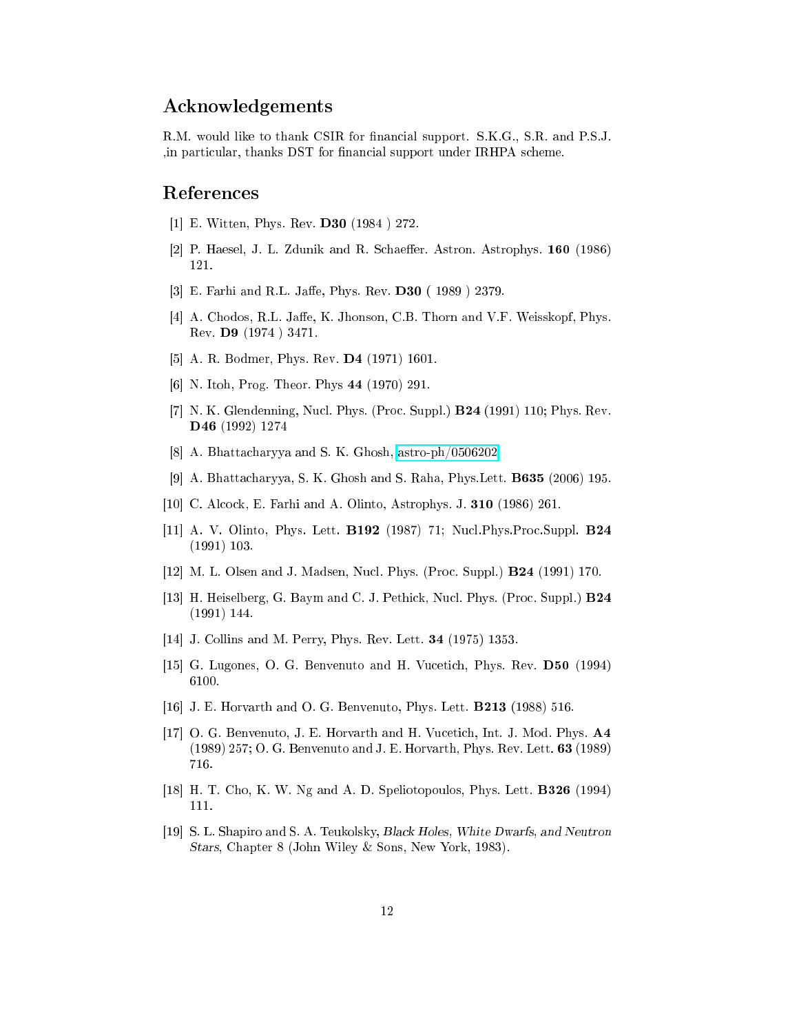## Acknowledgements

R.M. would like to thank CSIR for financial support. S.K.G., S.R. and P.S.J. ,in particular, thanks DST for financial support under IRHPA scheme.

## References

[1] E. Witten, Phys. Rev. **D30** (1984 ) 272.

[2] P. Haesel, J. L. Zdunik and R. Schaeffer. Astron. Astrophys. **160** (1986) 121.

[3] E. Farhi and R.L. Jaffe, Phys. Rev. **D30** ( 1989 ) 2379.

[4] A. Chodos, R.L. Jaffe, K. Jhonson, C.B. Thorn and V.F. Weisskopf, Phys. Rev. **D9** (1974 ) 3471.

[5] A. R. Bodmer, Phys. Rev. **D4** (1971) 1601.

[6] N. Itoh, Prog. Theor. Phys **44** (1970) 291.

[7] N. K. Glendenning, Nucl. Phys. (Proc. Suppl.) **B24** (1991) 110; Phys. Rev. **D46** (1992) 1274

[8] A. Bhattacharyya and S. K. Ghosh, astro-ph/0506202

[9] A. Bhattacharyya, S. K. Ghosh and S. Raha, Phys.Lett. **B635** (2006) 195.

[10] C. Alcock, E. Farhi and A. Olinto, Astrophys. J. **310** (1986) 261.

[11] A. V. Olinto, Phys. Lett. **B192** (1987) 71; Nucl.Phys.Proc.Suppl. **B24** (1991) 103.

[12] M. L. Olsen and J. Madsen, Nucl. Phys. (Proc. Suppl.) **B24** (1991) 170.

[13] H. Heiselberg, G. Baym and C. J. Pethick, Nucl. Phys. (Proc. Suppl.) **B24** (1991) 144.

[14] J. Collins and M. Perry, Phys. Rev. Lett. **34** (1975) 1353.

[15] G. Lugones, O. G. Benvenuto and H. Vucetich, Phys. Rev. **D50** (1994) 6100.

[16] J. E. Horvarth and O. G. Benvenuto, Phys. Lett. **B213** (1988) 516.

[17] O. G. Benvenuto, J. E. Horvarth and H. Vucetich, Int. J. Mod. Phys. **A4** (1989) 257; O. G. Benvenuto and J. E. Horvarth, Phys. Rev. Lett. **63** (1989) 716.

[18] H. T. Cho, K. W. Ng and A. D. Speliotopoulos, Phys. Lett. **B326** (1994) 111.

[19] S. L. Shapiro and S. A. Teukolsky, *Black Holes, White Dwarfs, and Neutron Stars*, Chapter 8 (John Wiley & Sons, New York, 1983).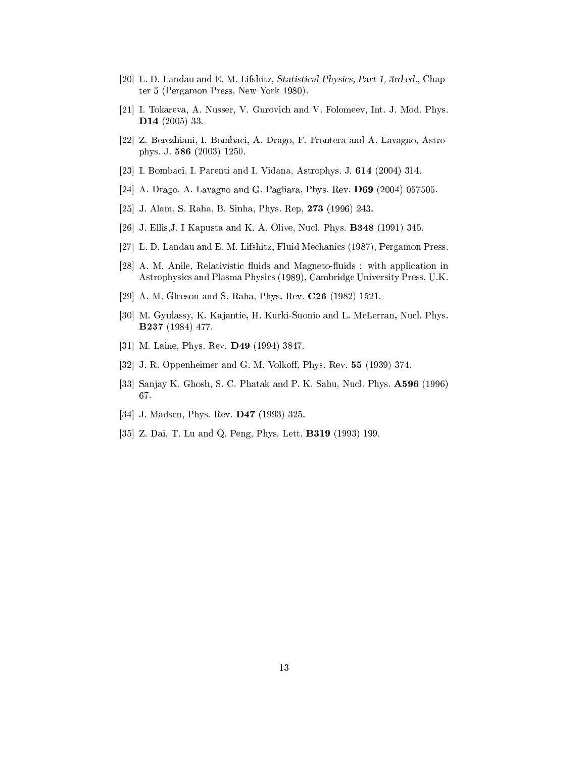[20] L. D. Landau and E. M. Lifshitz, *Statistical Physics, Part 1, 3rd ed.*, Chapter 5 (Pergamon Press, New York 1980).

[21] I. Tokareva, A. Nusser, V. Gurovich and V. Folomeev, Int. J. Mod. Phys. **D14** (2005) 33.

[22] Z. Berezhiani, I. Bombaci, A. Drago, F. Frontera and A. Lavagno, Astrophys. J. **586** (2003) 1250.

[23] I. Bombaci, I. Parenti and I. Vidana, Astrophys. J. **614** (2004) 314.

[24] A. Drago, A. Lavagno and G. Pagliara, Phys. Rev. **D69** (2004) 057505.

[25] J. Alam, S. Raha, B. Sinha, Phys. Rep, **273** (1996) 243.

[26] J. Ellis,J. I Kapusta and K. A. Olive, Nucl. Phys. **B348** (1991) 345.

[27] L. D. Landau and E. M. Lifshitz, Fluid Mechanics (1987), Pergamon Press.

[28] A. M. Anile, Relativistic fluids and Magneto-fluids : with application in Astrophysics and Plasma Physics (1989), Cambridge University Press, U.K.

[29] A. M. Gleeson and S. Raha, Phys. Rev. **C26** (1982) 1521.

[30] M. Gyulassy, K. Kajantie, H. Kurki-Suonio and L. McLerran, Nucl. Phys. **B237** (1984) 477.

[31] M. Laine, Phys. Rev. **D49** (1994) 3847.

[32] J. R. Oppenheimer and G. M. Volkoff, Phys. Rev. **55** (1939) 374.

[33] Sanjay K. Ghosh, S. C. Phatak and P. K. Sahu, Nucl. Phys. **A596** (1996) 67.

[34] J. Madsen, Phys. Rev. **D47** (1993) 325.

[35] Z. Dai, T. Lu and Q. Peng, Phys. Lett. **B319** (1993) 199.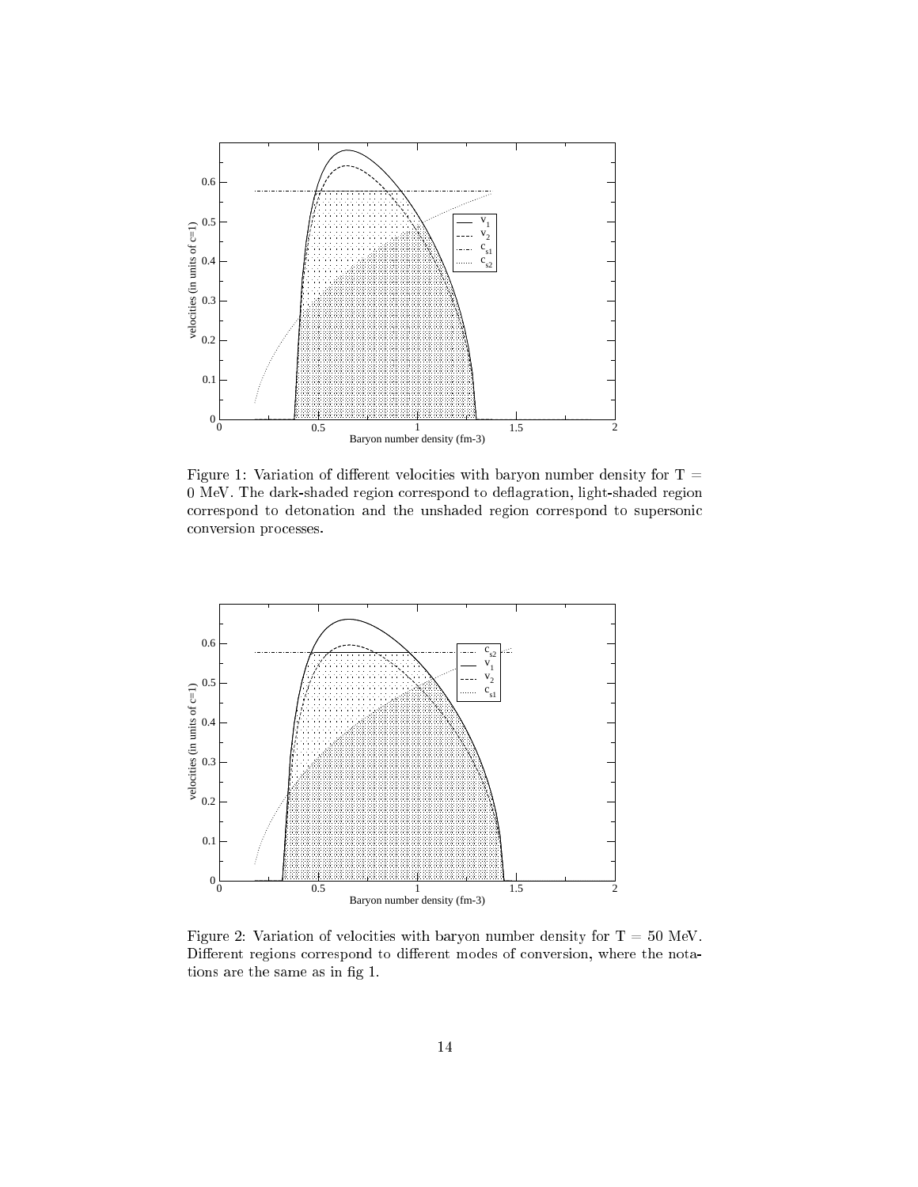Figure 1: Variation of different velocities with baryon number density for T = 0 MeV. The dark-shaded region correspond to deflagration, light-shaded region correspond to detonation and the unshaded region correspond to supersonic conversion processes.

Figure 2: Variation of velocities with baryon number density for T = 50 MeV. Different regions correspond to different modes of conversion, where the notations are the same as in fig 1.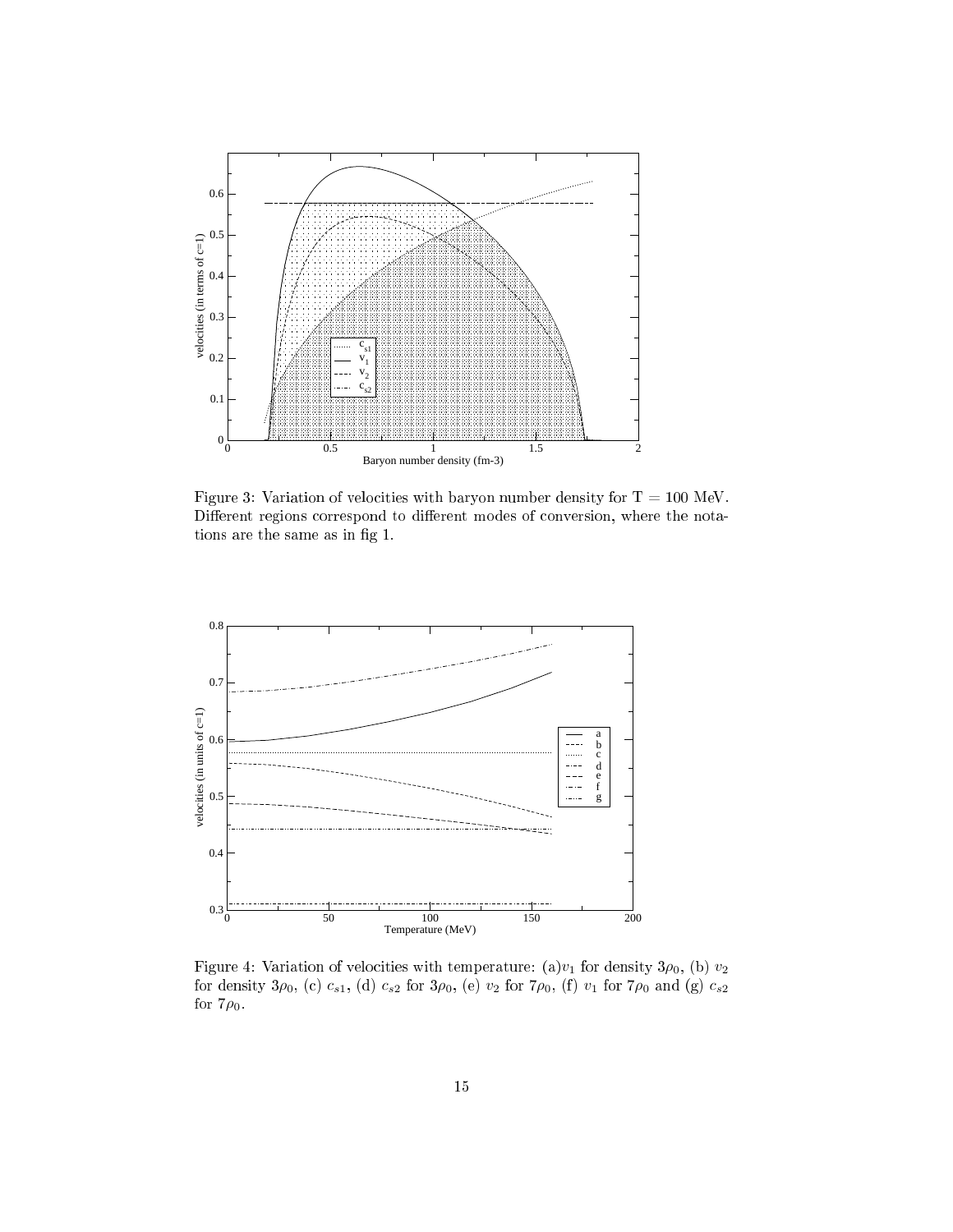Figure 3: Variation of velocities with baryon number density for T = 100 MeV. Different regions correspond to different modes of conversion, where the notations are the same as in fig 1.

Figure 4: Variation of velocities with temperature: (a)$v_1$ for density $3\rho_0$, (b) $v_2$ for density $3\rho_0$, (c) $c_{s1}$, (d) $c_{s2}$ for $3\rho_0$, (e) $v_2$ for $7\rho_0$, (f) $v_1$ for $7\rho_0$ and (g) $c_{s2}$ for $7\rho_0$.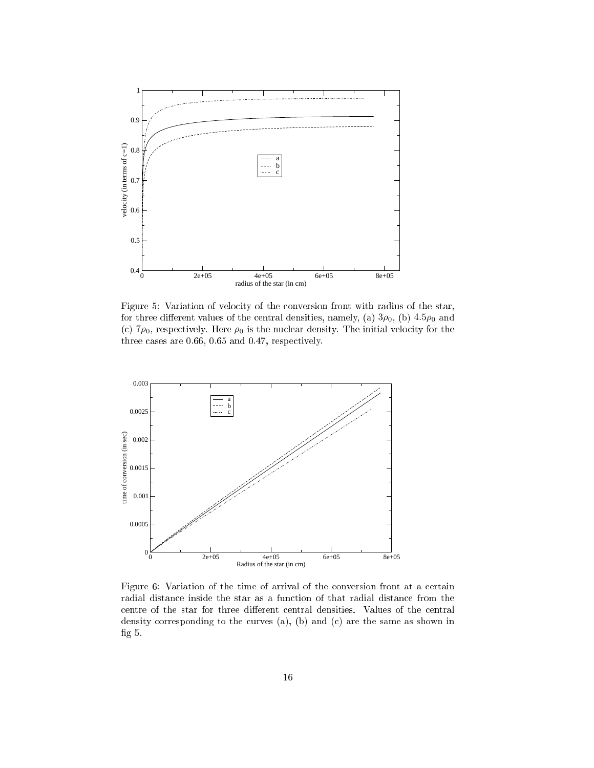Figure 5: Variation of velocity of the conversion front with radius of the star, for three different values of the central densities, namely, (a) $3\rho_0$, (b) $4.5\rho_0$ and (c) $7\rho_0$, respectively. Here $\rho_0$ is the nuclear density. The initial velocity for the three cases are 0.66, 0.65 and 0.47, respectively.

Figure 6: Variation of the time of arrival of the conversion front at a certain radial distance inside the star as a function of that radial distance from the centre of the star for three different central densities. Values of the central density corresponding to the curves (a), (b) and (c) are the same as shown in fig 5.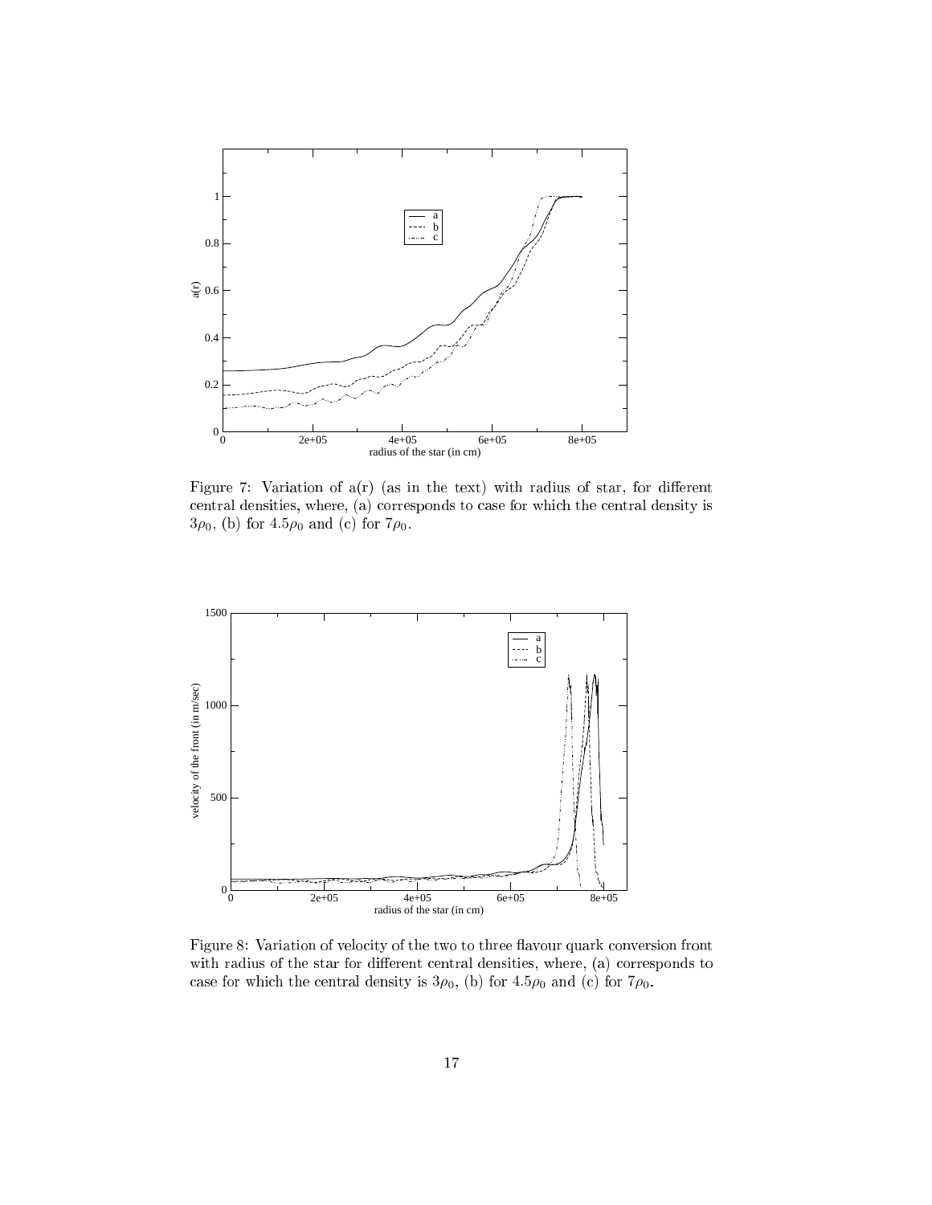Figure 7: Variation of a(r) (as in the text) with radius of star, for different central densities, where, (a) corresponds to case for which the central density is $3\rho_0$, (b) for $4.5\rho_0$ and (c) for $7\rho_0$.

Figure 8: Variation of velocity of the two to three flavour quark conversion front with radius of the star for different central densities, where, (a) corresponds to case for which the central density is $3\rho_0$, (b) for $4.5\rho_0$ and (c) for $7\rho_0$.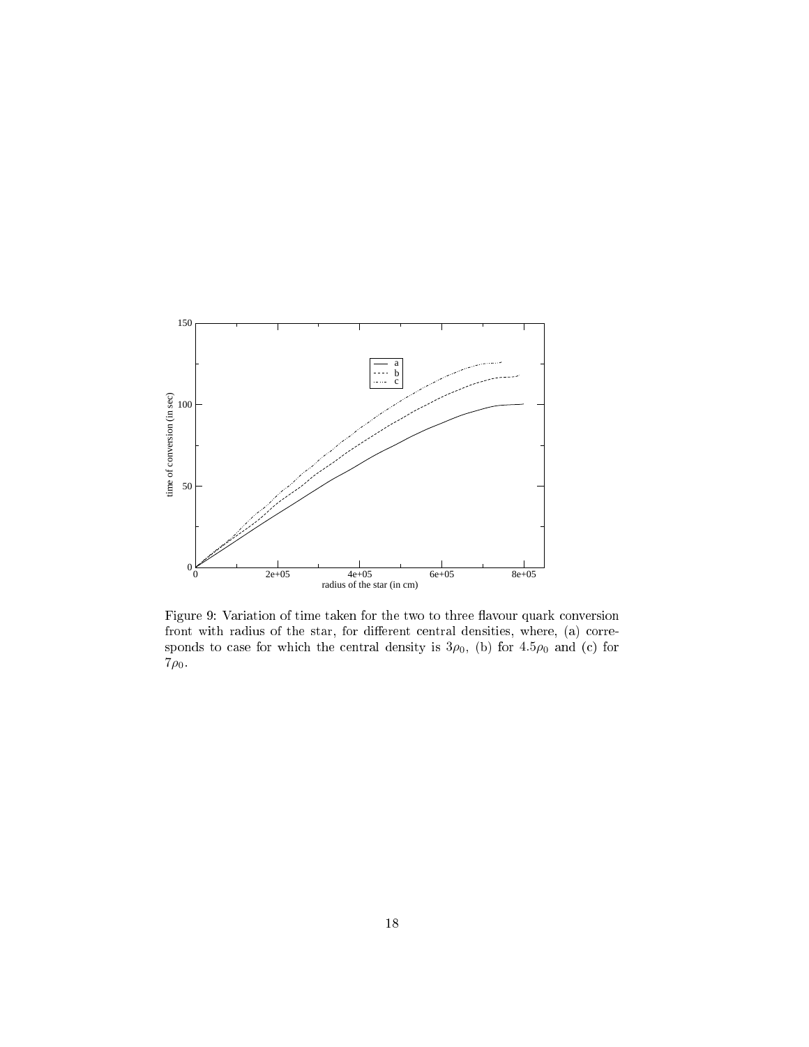150

100

50

0

0

2e+05

4e+05

6e+05

8e+05

time of conversion (in sec)

radius of the star (in cm)

a

b

c

Figure 9: Variation of time taken for the two to three flavour quark conversion front with radius of the star, for different central densities, where, (a) corresponds to case for which the central density is $3\rho_0$, (b) for $4.5\rho_0$ and (c) for $7\rho_0$.